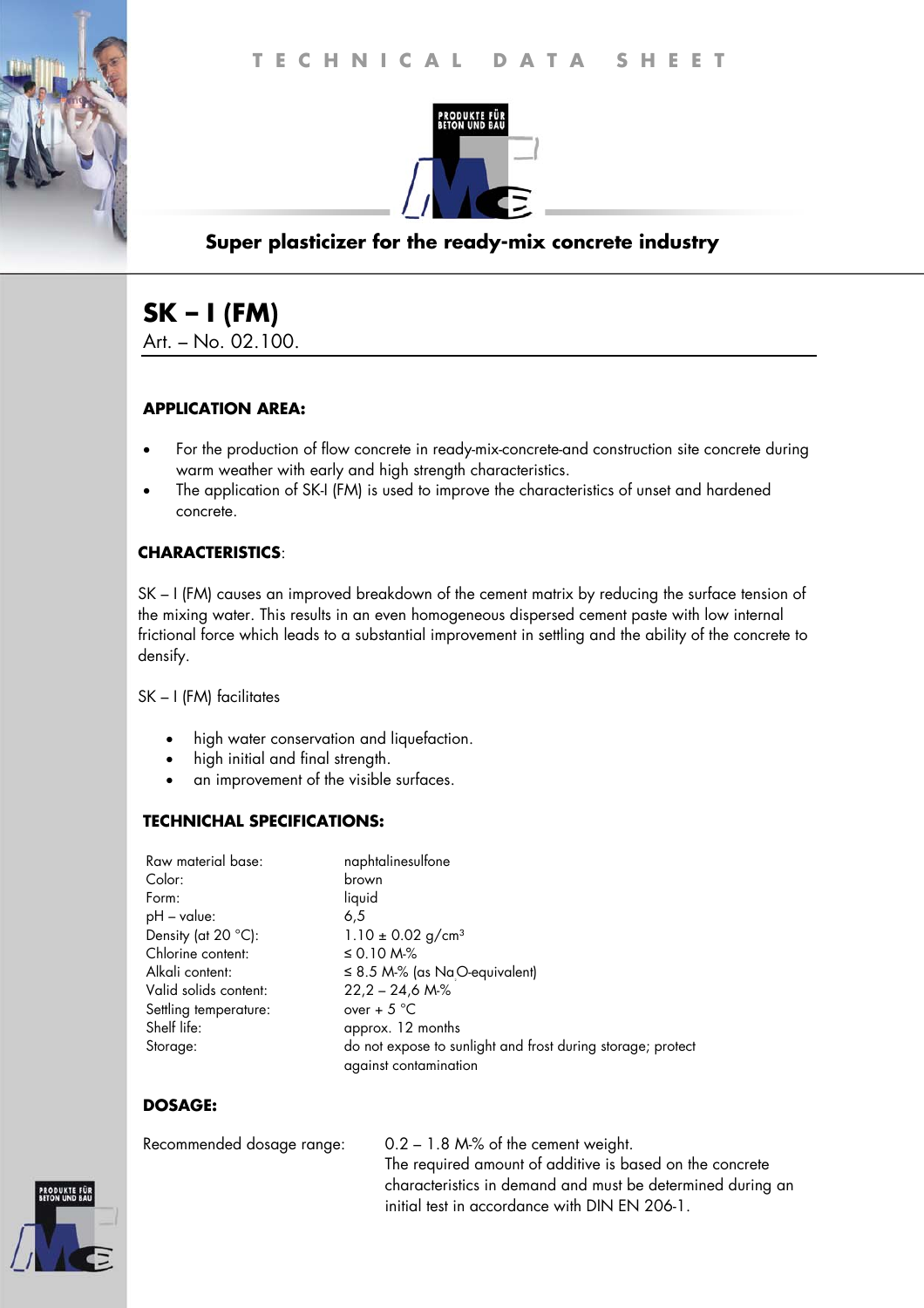TECHNICAL DATA SHEET

PRODUKTE FÜR BETON UND BAU

**Super plasticizer for the ready-mix concrete industry**

# SK – I (FM)

Art. – No. 02.100.

### APPLICATION AREA:

- For the production of flow concrete in ready-mix-concrete-and construction site concrete during warm weather with early and high strength characteristics.
- The application of SK-I (FM) is used to improve the characteristics of unset and hardened concrete.

### CHARACTERISTICS:

SK – I (FM) causes an improved breakdown of the cement matrix by reducing the surface tension of the mixing water. This results in an even homogeneous dispersed cement paste with low internal frictional force which leads to a substantial improvement in settling and the ability of the concrete to densify.

SK – I (FM) facilitates

- high water conservation and liquefaction.
- high initial and final strength.
- an improvement of the visible surfaces.

### TECHNICHAL SPECIFICATIONS:

| | |
|---|---|
| Raw material base: | naphtalinesulfone |
| Color: | brown |
| Form: | liquid |
| pH – value: | 6,5 |
| Density (at 20 °C): | 1.10 ± 0.02 g/cm³ |
| Chlorine content: | ≤ 0.10 M-% |
| Alkali content: | ≤ 8.5 M-% (as $Na_2O$-equivalent) |
| Valid solids content: | 22,2 – 24,6 M-% |
| Settling temperature: | over + 5 °C |
| Shelf life: | approx. 12 months |
| Storage: | do not expose to sunlight and frost during storage; protect against contamination |

### DOSAGE:

| | |
|---|---|
| Recommended dosage range: | 0.2 – 1.8 M-% of the cement weight. The required amount of additive is based on the concrete characteristics in demand and must be determined during an initial test in accordance with DIN EN 206-1. |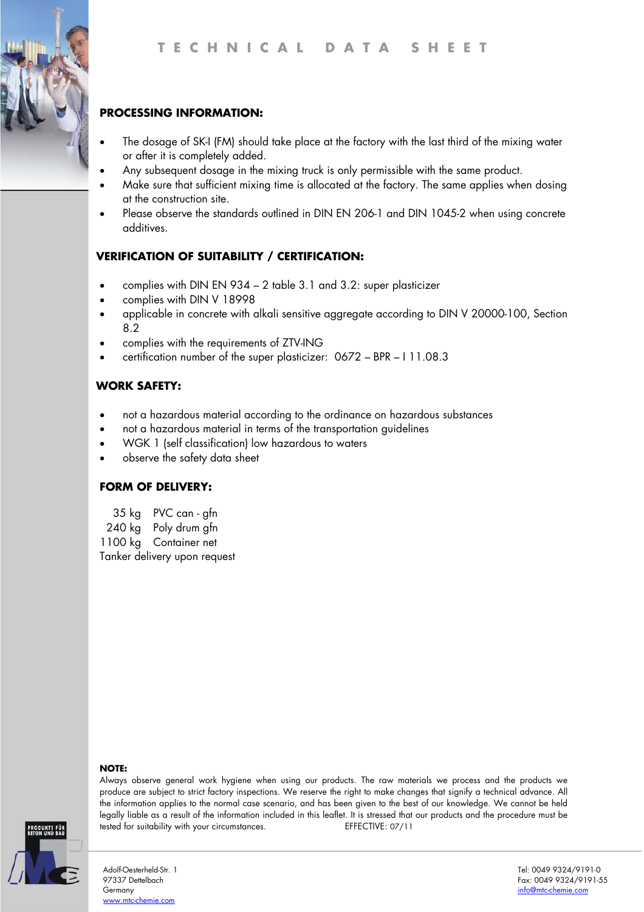## PROCESSING INFORMATION:

- The dosage of SK-I (FM) should take place at the factory with the last third of the mixing water or after it is completely added.
- Any subsequent dosage in the mixing truck is only permissible with the same product.
- Make sure that sufficient mixing time is allocated at the factory. The same applies when dosing at the construction site.
- Please observe the standards outlined in DIN EN 206-1 and DIN 1045-2 when using concrete additives.

## VERIFICATION OF SUITABILITY / CERTIFICATION:

- complies with DIN EN 934 – 2 table 3.1 and 3.2: super plasticizer
- complies with DIN V 18998
- applicable in concrete with alkali sensitive aggregate according to DIN V 20000-100, Section 8.2
- complies with the requirements of ZTV-ING
- certification number of the super plasticizer: 0672 – BPR – I 11.08.3

## WORK SAFETY:

- not a hazardous material according to the ordinance on hazardous substances
- not a hazardous material in terms of the transportation guidelines
- WGK 1 (self classification) low hazardous to waters
- observe the safety data sheet

## FORM OF DELIVERY:

35 kg PVC can - gfn
240 kg Poly drum gfn
1100 kg Container net
Tanker delivery upon request

**NOTE:**
Always observe general work hygiene when using our products. The raw materials we process and the products we produce are subject to strict factory inspections. We reserve the right to make changes that signify a technical advance. All the information applies to the normal case scenario, and has been given to the best of our knowledge. We cannot be held legally liable as a result of the information included in this leaflet. It is stressed that our products and the procedure must be tested for suitability with your circumstances. EFFECTIVE: 07/11

Adolf-Oesterheld-Str. 1
97337 Dettelbach
Germany
www.mtc-chemie.com

Tel: 0049 9324/9191-0
Fax: 0049 9324/9191-55
info@mtc-chemie.com